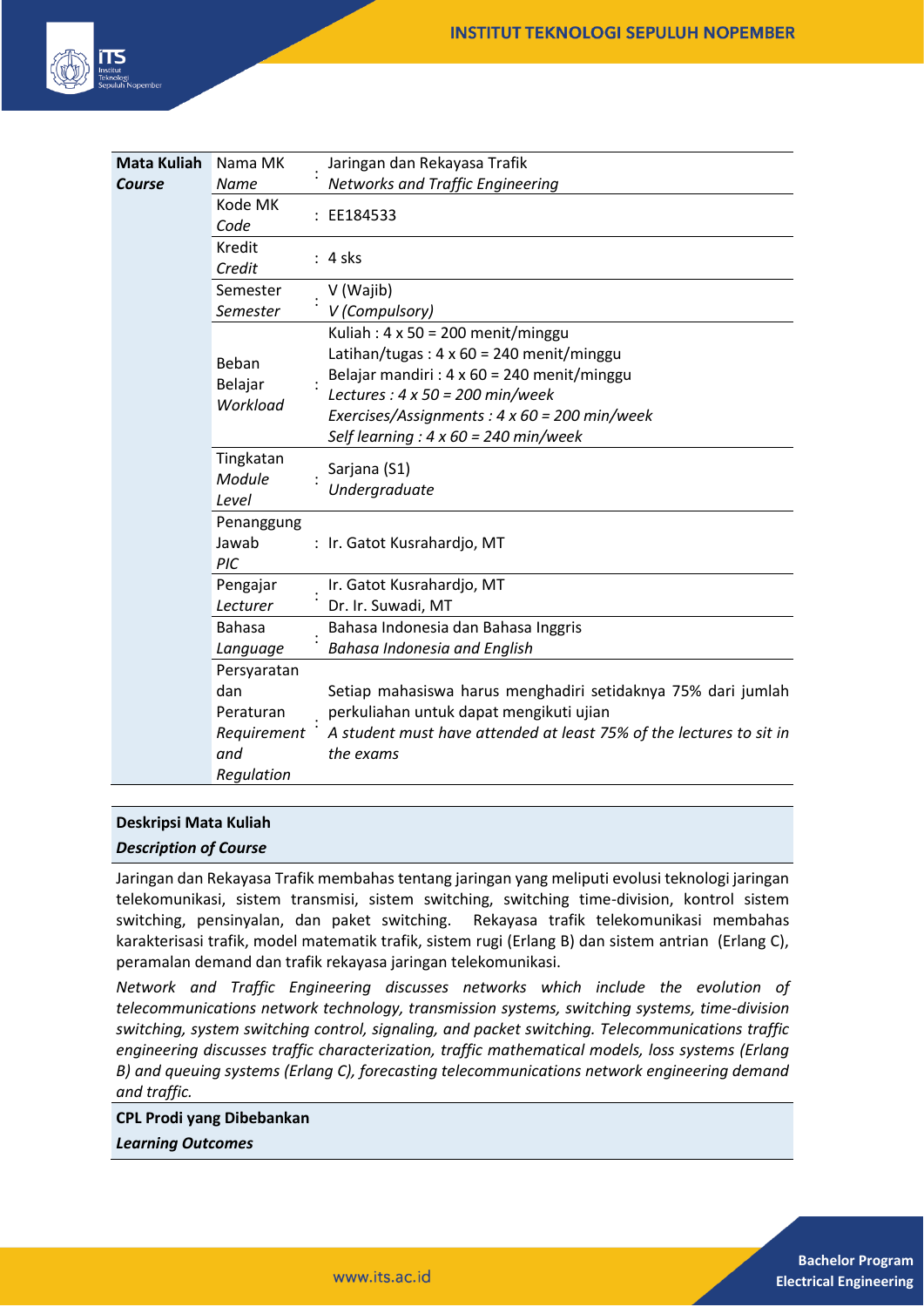| **Mata Kuliah** *Course* | Nama MK *Name* | : | Jaringan dan Rekayasa Trafik *Networks and Traffic Engineering* |
|---|---|---|---|
| | Kode MK *Code* | : | EE184533 |
| | Kredit *Credit* | : | 4 sks |
| | Semester *Semester* | : | V (Wajib) *V (Compulsory)* |
| | Beban Belajar *Workload* | : | Kuliah : 4 x 50 = 200 menit/minggu<br>Latihan/tugas : 4 x 60 = 240 menit/minggu<br>Belajar mandiri : 4 x 60 = 240 menit/minggu<br>*Lectures : 4 x 50 = 200 min/week*<br>*Exercises/Assignments : 4 x 60 = 200 min/week*<br>*Self learning : 4 x 60 = 240 min/week* |
| | Tingkatan *Module Level* | : | Sarjana (S1) *Undergraduate* |
| | Penanggung Jawab *PIC* | : | Ir. Gatot Kusrahardjo, MT |
| | Pengajar *Lecturer* | : | Ir. Gatot Kusrahardjo, MT<br>Dr. Ir. Suwadi, MT |
| | Bahasa *Language* | : | Bahasa Indonesia dan Bahasa Inggris *Bahasa Indonesia and English* |
| | Persyaratan dan Peraturan *Requirement and Regulation* | : | Setiap mahasiswa harus menghadiri setidaknya 75% dari jumlah perkuliahan untuk dapat mengikuti ujian *A student must have attended at least 75% of the lectures to sit in the exams* |

**Deskripsi Mata Kuliah**
***Description of Course***

Jaringan dan Rekayasa Trafik membahas tentang jaringan yang meliputi evolusi teknologi jaringan telekomunikasi, sistem transmisi, sistem switching, switching time-division, kontrol sistem switching, pensinyalan, dan paket switching. Rekayasa trafik telekomunikasi membahas karakterisasi trafik, model matematik trafik, sistem rugi (Erlang B) dan sistem antrian (Erlang C), peramalan demand dan trafik rekayasa jaringan telekomunikasi.

*Network and Traffic Engineering discusses networks which include the evolution of telecommunications network technology, transmission systems, switching systems, time-division switching, system switching control, signaling, and packet switching. Telecommunications traffic engineering discusses traffic characterization, traffic mathematical models, loss systems (Erlang B) and queuing systems (Erlang C), forecasting telecommunications network engineering demand and traffic.*

**CPL Prodi yang Dibebankan**
***Learning Outcomes***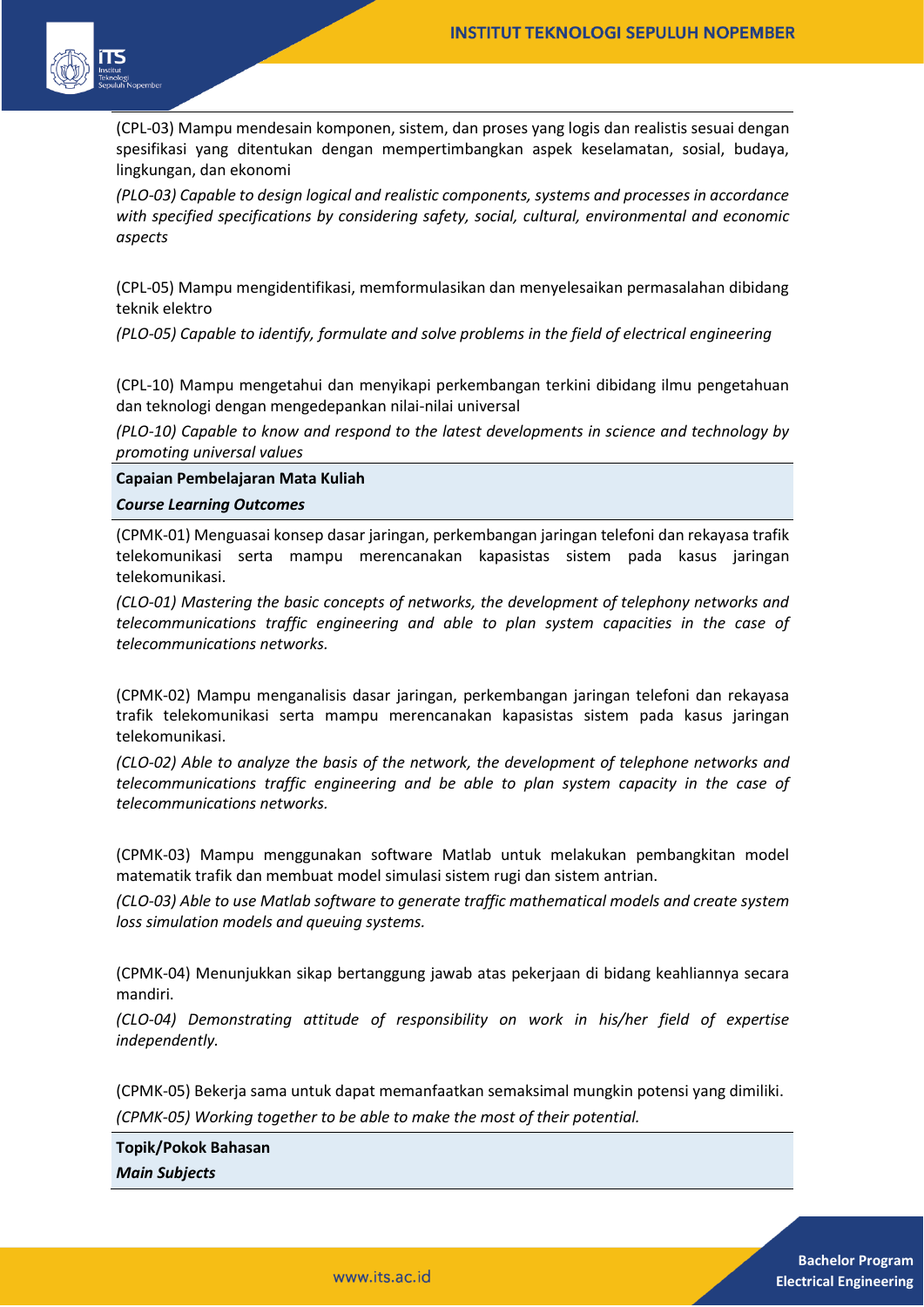(CPL-03) Mampu mendesain komponen, sistem, dan proses yang logis dan realistis sesuai dengan spesifikasi yang ditentukan dengan mempertimbangkan aspek keselamatan, sosial, budaya, lingkungan, dan ekonomi

*(PLO-03) Capable to design logical and realistic components, systems and processes in accordance with specified specifications by considering safety, social, cultural, environmental and economic aspects*

(CPL-05) Mampu mengidentifikasi, memformulasikan dan menyelesaikan permasalahan dibidang teknik elektro

*(PLO-05) Capable to identify, formulate and solve problems in the field of electrical engineering*

(CPL-10) Mampu mengetahui dan menyikapi perkembangan terkini dibidang ilmu pengetahuan dan teknologi dengan mengedepankan nilai-nilai universal

*(PLO-10) Capable to know and respond to the latest developments in science and technology by promoting universal values*

**Capaian Pembelajaran Mata Kuliah**

***Course Learning Outcomes***

(CPMK-01) Menguasai konsep dasar jaringan, perkembangan jaringan telefoni dan rekayasa trafik telekomunikasi serta mampu merencanakan kapasistas sistem pada kasus jaringan telekomunikasi.

*(CLO-01) Mastering the basic concepts of networks, the development of telephony networks and telecommunications traffic engineering and able to plan system capacities in the case of telecommunications networks.*

(CPMK-02) Mampu menganalisis dasar jaringan, perkembangan jaringan telefoni dan rekayasa trafik telekomunikasi serta mampu merencanakan kapasistas sistem pada kasus jaringan telekomunikasi.

*(CLO-02) Able to analyze the basis of the network, the development of telephone networks and telecommunications traffic engineering and be able to plan system capacity in the case of telecommunications networks.*

(CPMK-03) Mampu menggunakan software Matlab untuk melakukan pembangkitan model matematik trafik dan membuat model simulasi sistem rugi dan sistem antrian.

*(CLO-03) Able to use Matlab software to generate traffic mathematical models and create system loss simulation models and queuing systems.*

(CPMK-04) Menunjukkan sikap bertanggung jawab atas pekerjaan di bidang keahliannya secara mandiri.

*(CLO-04) Demonstrating attitude of responsibility on work in his/her field of expertise independently.*

(CPMK-05) Bekerja sama untuk dapat memanfaatkan semaksimal mungkin potensi yang dimiliki.

*(CPMK-05) Working together to be able to make the most of their potential.*

**Topik/Pokok Bahasan**

***Main Subjects***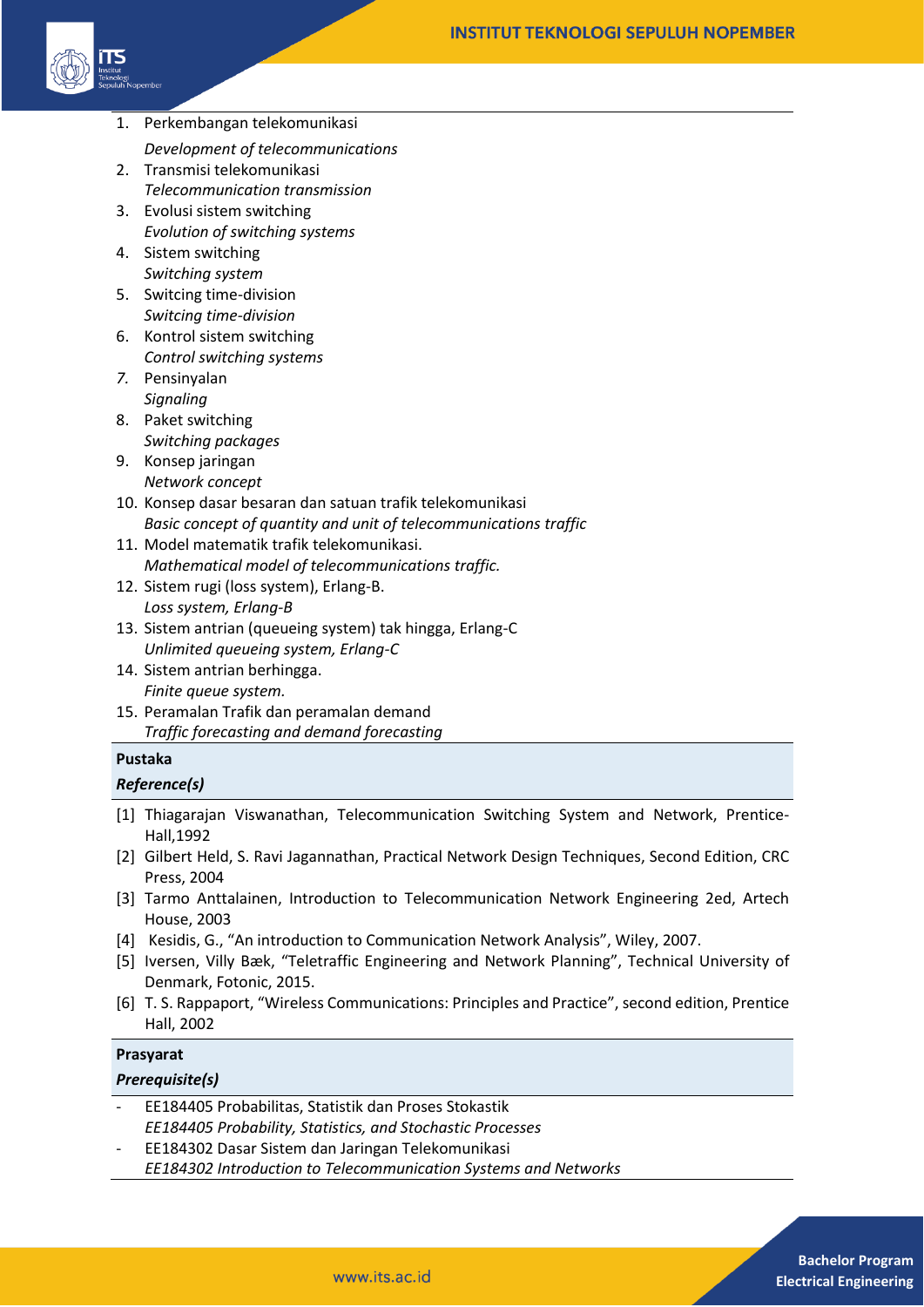1. Perkembangan telekomunikasi
   *Development of telecommunications*
2. Transmisi telekomunikasi
   *Telecommunication transmission*
3. Evolusi sistem switching
   *Evolution of switching systems*
4. Sistem switching
   *Switching system*
5. Switcing time-division
   *Switcing time-division*
6. Kontrol sistem switching
   *Control switching systems*
7. Pensinyalan
   *Signaling*
8. Paket switching
   *Switching packages*
9. Konsep jaringan
   *Network concept*
10. Konsep dasar besaran dan satuan trafik telekomunikasi
    *Basic concept of quantity and unit of telecommunications traffic*
11. Model matematik trafik telekomunikasi.
    *Mathematical model of telecommunications traffic.*
12. Sistem rugi (loss system), Erlang-B.
    *Loss system, Erlang-B*
13. Sistem antrian (queueing system) tak hingga, Erlang-C
    *Unlimited queueing system, Erlang-C*
14. Sistem antrian berhingga.
    *Finite queue system.*
15. Peramalan Trafik dan peramalan demand
    *Traffic forecasting and demand forecasting*

**Pustaka**
***Reference(s)***

[1] Thiagarajan Viswanathan, Telecommunication Switching System and Network, Prentice-Hall,1992
[2] Gilbert Held, S. Ravi Jagannathan, Practical Network Design Techniques, Second Edition, CRC Press, 2004
[3] Tarmo Anttalainen, Introduction to Telecommunication Network Engineering 2ed, Artech House, 2003
[4] Kesidis, G., "An introduction to Communication Network Analysis", Wiley, 2007.
[5] Iversen, Villy Bæk, "Teletraffic Engineering and Network Planning", Technical University of Denmark, Fotonic, 2015.
[6] T. S. Rappaport, "Wireless Communications: Principles and Practice", second edition, Prentice Hall, 2002

**Prasyarat**
***Prerequisite(s)***

- EE184405 Probabilitas, Statistik dan Proses Stokastik
  *EE184405 Probability, Statistics, and Stochastic Processes*
- EE184302 Dasar Sistem dan Jaringan Telekomunikasi
  *EE184302 Introduction to Telecommunication Systems and Networks*